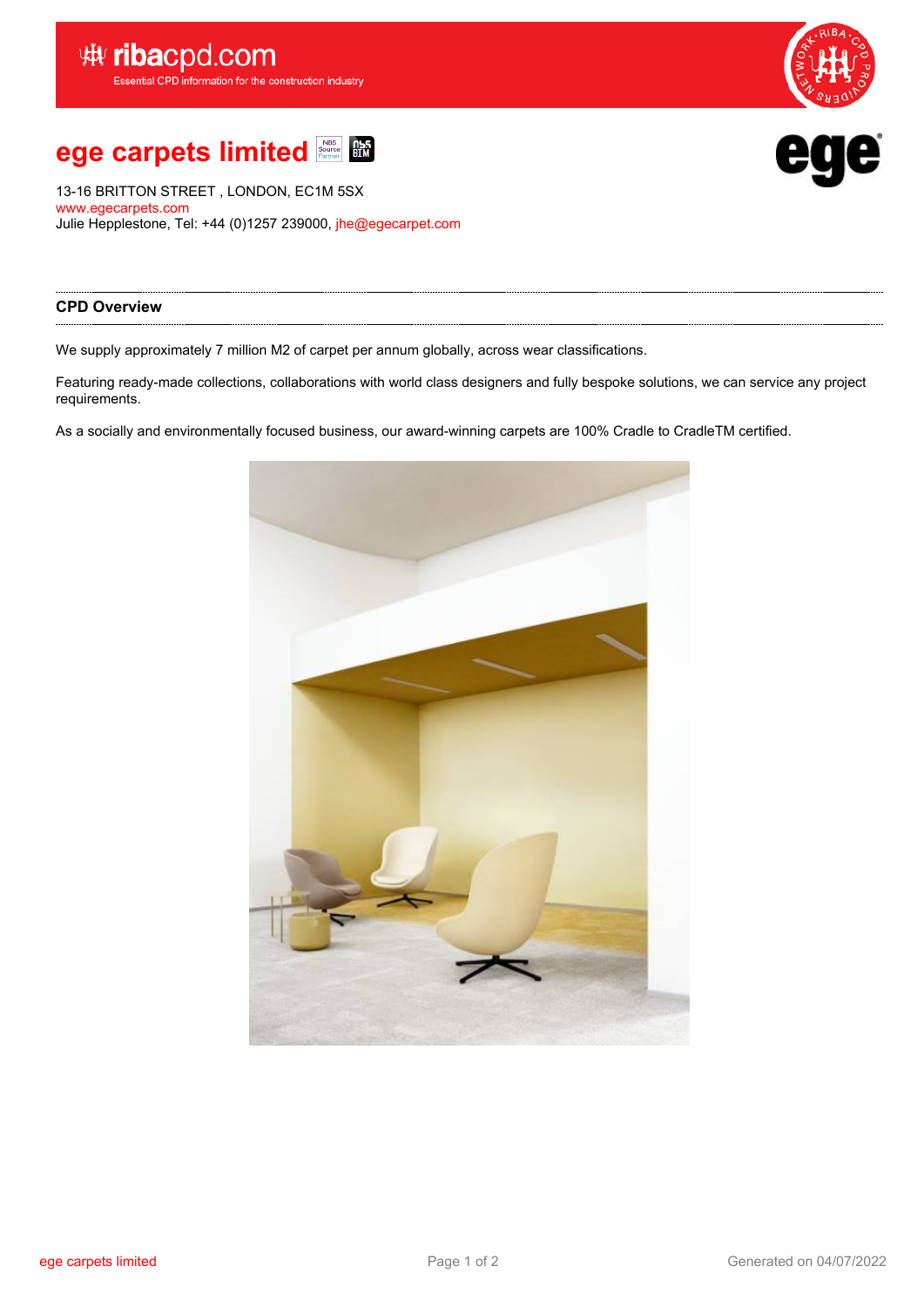# ege carpets limited

13-16 BRITTON STREET , LONDON, EC1M 5SX
www.egecarpets.com
Julie Hepplestone, Tel: +44 (0)1257 239000, jhe@egecarpet.com

## CPD Overview

We supply approximately 7 million M2 of carpet per annum globally, across wear classifications.

Featuring ready-made collections, collaborations with world class designers and fully bespoke solutions, we can service any project requirements.

As a socially and environmentally focused business, our award-winning carpets are 100% Cradle to CradleTM certified.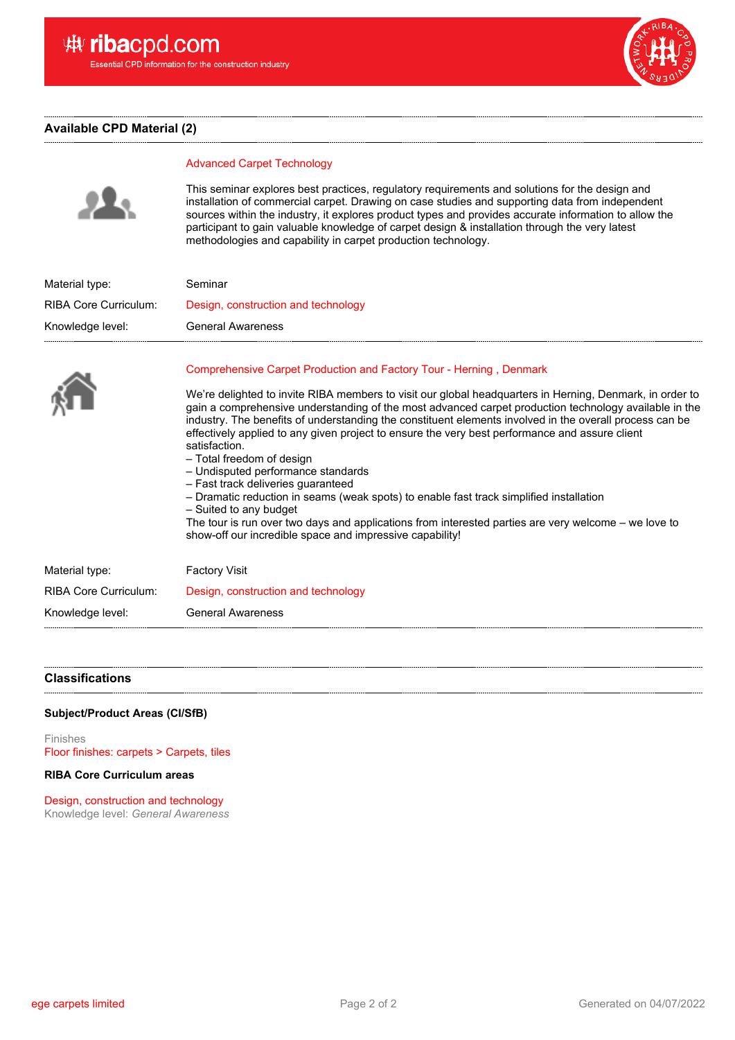## Available CPD Material (2)

### Advanced Carpet Technology

This seminar explores best practices, regulatory requirements and solutions for the design and installation of commercial carpet. Drawing on case studies and supporting data from independent sources within the industry, it explores product types and provides accurate information to allow the participant to gain valuable knowledge of carpet design & installation through the very latest methodologies and capability in carpet production technology.

| | |
|---|---|
| Material type: | Seminar |
| RIBA Core Curriculum: | Design, construction and technology |
| Knowledge level: | General Awareness |

### Comprehensive Carpet Production and Factory Tour - Herning , Denmark

We're delighted to invite RIBA members to visit our global headquarters in Herning, Denmark, in order to gain a comprehensive understanding of the most advanced carpet production technology available in the industry. The benefits of understanding the constituent elements involved in the overall process can be effectively applied to any given project to ensure the very best performance and assure client satisfaction.

– Total freedom of design
– Undisputed performance standards
– Fast track deliveries guaranteed
– Dramatic reduction in seams (weak spots) to enable fast track simplified installation
– Suited to any budget

The tour is run over two days and applications from interested parties are very welcome – we love to show-off our incredible space and impressive capability!

| | |
|---|---|
| Material type: | Factory Visit |
| RIBA Core Curriculum: | Design, construction and technology |
| Knowledge level: | General Awareness |

## Classifications

### Subject/Product Areas (CI/SfB)

Finishes
Floor finishes: carpets > Carpets, tiles

### RIBA Core Curriculum areas

Design, construction and technology
Knowledge level: *General Awareness*